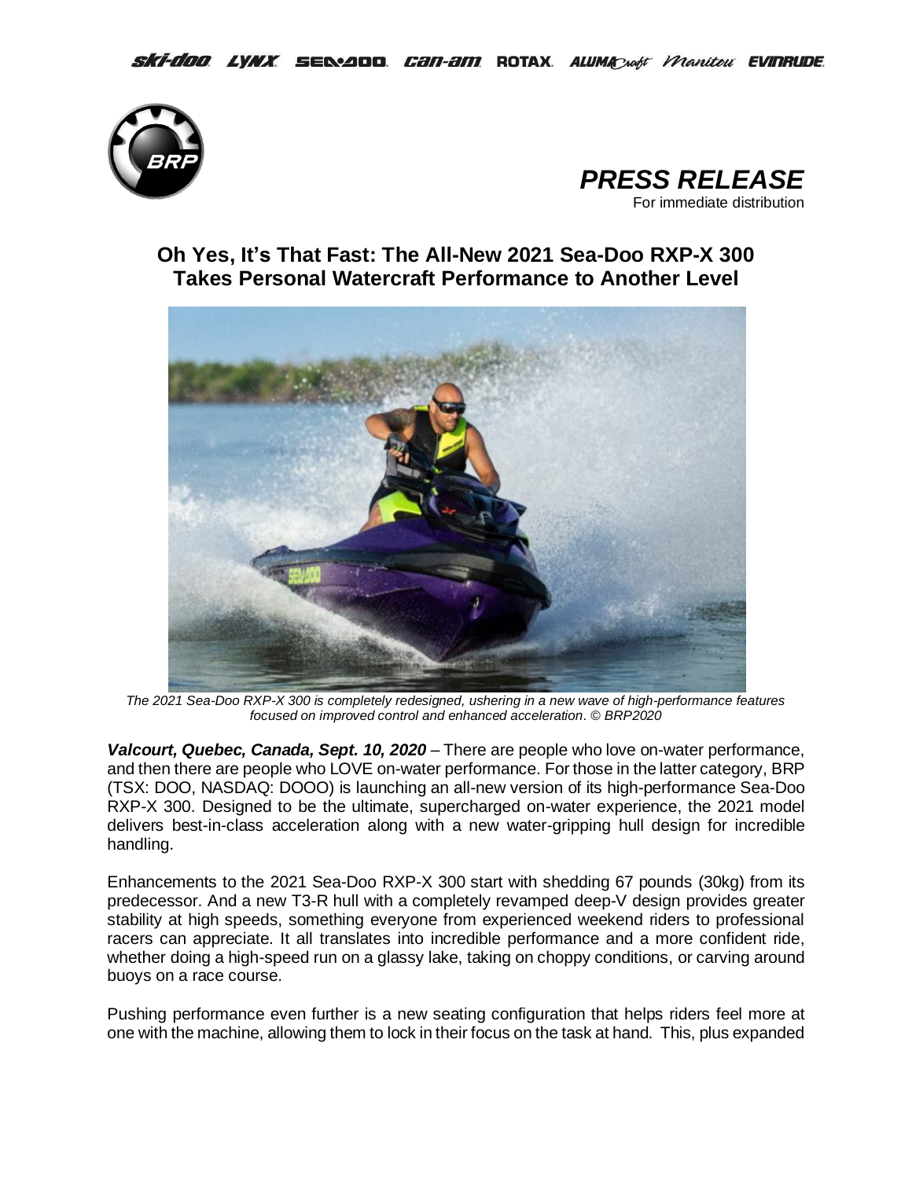ski-doo LYNX SEA-DOO can-am ROTAX ALUMACRAFT Manitou EVINRUDE

***PRESS RELEASE***

For immediate distribution

## Oh Yes, It's That Fast: The All-New 2021 Sea-Doo RXP-X 300 Takes Personal Watercraft Performance to Another Level

*The 2021 Sea-Doo RXP-X 300 is completely redesigned, ushering in a new wave of high-performance features focused on improved control and enhanced acceleration. © BRP2020*

***Valcourt, Quebec, Canada, Sept. 10, 2020*** – There are people who love on-water performance, and then there are people who LOVE on-water performance. For those in the latter category, BRP (TSX: DOO, NASDAQ: DOOO) is launching an all-new version of its high-performance Sea-Doo RXP-X 300. Designed to be the ultimate, supercharged on-water experience, the 2021 model delivers best-in-class acceleration along with a new water-gripping hull design for incredible handling.

Enhancements to the 2021 Sea-Doo RXP-X 300 start with shedding 67 pounds (30kg) from its predecessor. And a new T3-R hull with a completely revamped deep-V design provides greater stability at high speeds, something everyone from experienced weekend riders to professional racers can appreciate. It all translates into incredible performance and a more confident ride, whether doing a high-speed run on a glassy lake, taking on choppy conditions, or carving around buoys on a race course.

Pushing performance even further is a new seating configuration that helps riders feel more at one with the machine, allowing them to lock in their focus on the task at hand. This, plus expanded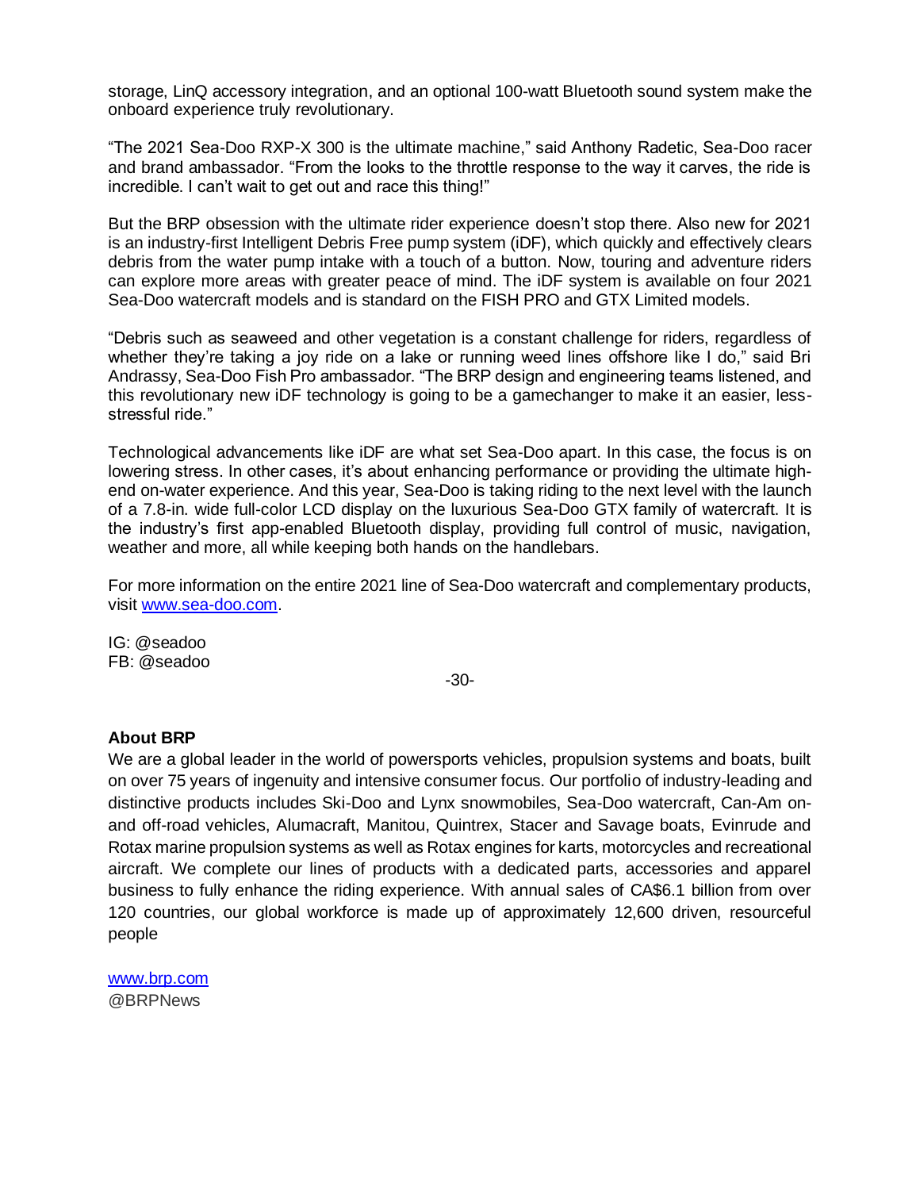storage, LinQ accessory integration, and an optional 100-watt Bluetooth sound system make the onboard experience truly revolutionary.

"The 2021 Sea-Doo RXP-X 300 is the ultimate machine," said Anthony Radetic, Sea-Doo racer and brand ambassador. "From the looks to the throttle response to the way it carves, the ride is incredible. I can't wait to get out and race this thing!"

But the BRP obsession with the ultimate rider experience doesn't stop there. Also new for 2021 is an industry-first Intelligent Debris Free pump system (iDF), which quickly and effectively clears debris from the water pump intake with a touch of a button. Now, touring and adventure riders can explore more areas with greater peace of mind. The iDF system is available on four 2021 Sea-Doo watercraft models and is standard on the FISH PRO and GTX Limited models.

"Debris such as seaweed and other vegetation is a constant challenge for riders, regardless of whether they're taking a joy ride on a lake or running weed lines offshore like I do," said Bri Andrassy, Sea-Doo Fish Pro ambassador. "The BRP design and engineering teams listened, and this revolutionary new iDF technology is going to be a gamechanger to make it an easier, less-stressful ride."

Technological advancements like iDF are what set Sea-Doo apart. In this case, the focus is on lowering stress. In other cases, it's about enhancing performance or providing the ultimate high-end on-water experience. And this year, Sea-Doo is taking riding to the next level with the launch of a 7.8-in. wide full-color LCD display on the luxurious Sea-Doo GTX family of watercraft. It is the industry's first app-enabled Bluetooth display, providing full control of music, navigation, weather and more, all while keeping both hands on the handlebars.

For more information on the entire 2021 line of Sea-Doo watercraft and complementary products, visit [www.sea-doo.com](www.sea-doo.com).

IG: @seadoo
FB: @seadoo

-30-

**About BRP**

We are a global leader in the world of powersports vehicles, propulsion systems and boats, built on over 75 years of ingenuity and intensive consumer focus. Our portfolio of industry-leading and distinctive products includes Ski-Doo and Lynx snowmobiles, Sea-Doo watercraft, Can-Am on- and off-road vehicles, Alumacraft, Manitou, Quintrex, Stacer and Savage boats, Evinrude and Rotax marine propulsion systems as well as Rotax engines for karts, motorcycles and recreational aircraft. We complete our lines of products with a dedicated parts, accessories and apparel business to fully enhance the riding experience. With annual sales of CA$6.1 billion from over 120 countries, our global workforce is made up of approximately 12,600 driven, resourceful people

[www.brp.com](www.brp.com)
@BRPNews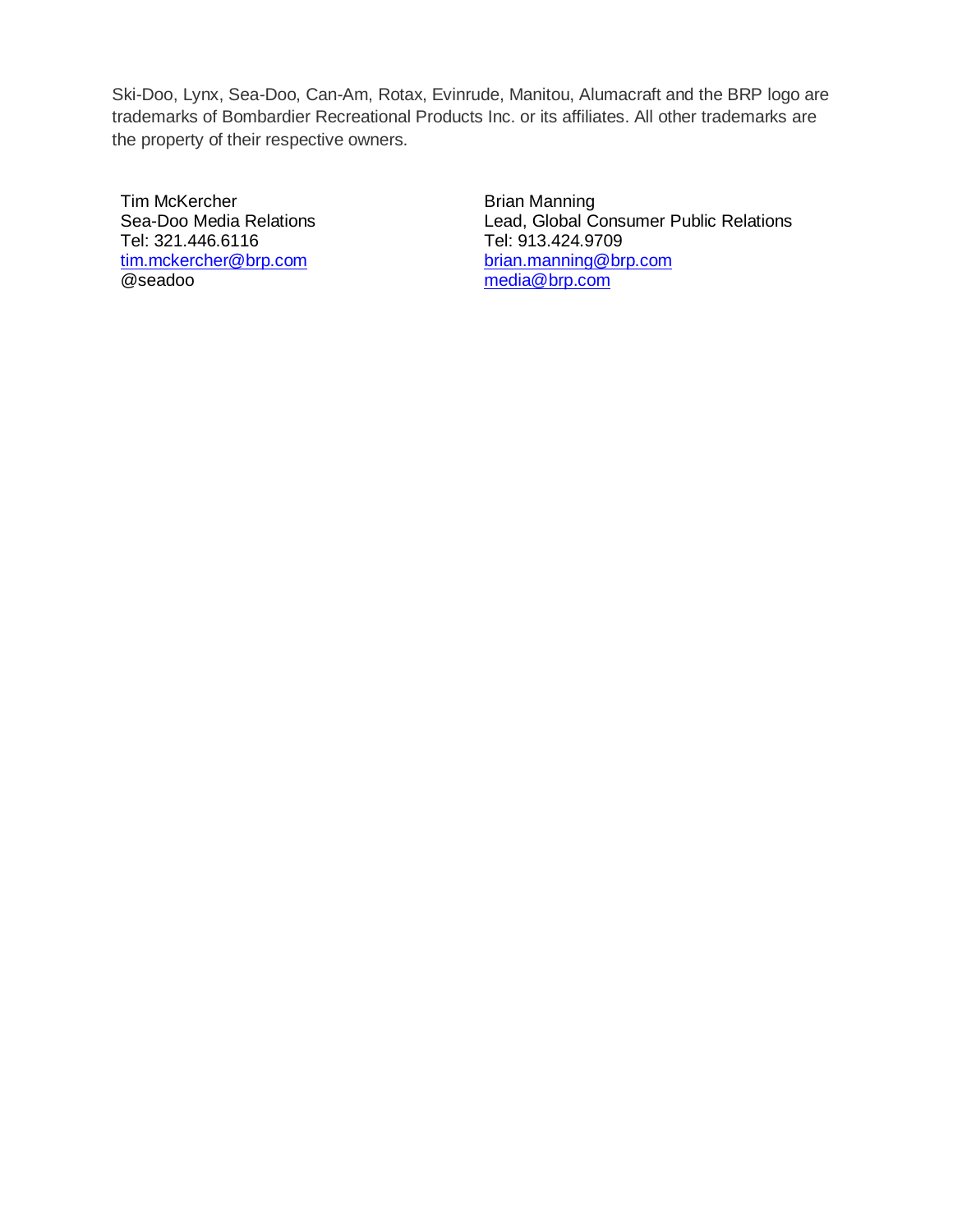Ski-Doo, Lynx, Sea-Doo, Can-Am, Rotax, Evinrude, Manitou, Alumacraft and the BRP logo are trademarks of Bombardier Recreational Products Inc. or its affiliates. All other trademarks are the property of their respective owners.

Tim McKercher
Sea-Doo Media Relations
Tel: 321.446.6116
tim.mckercher@brp.com
@seadoo

Brian Manning
Lead, Global Consumer Public Relations
Tel: 913.424.9709
brian.manning@brp.com
media@brp.com